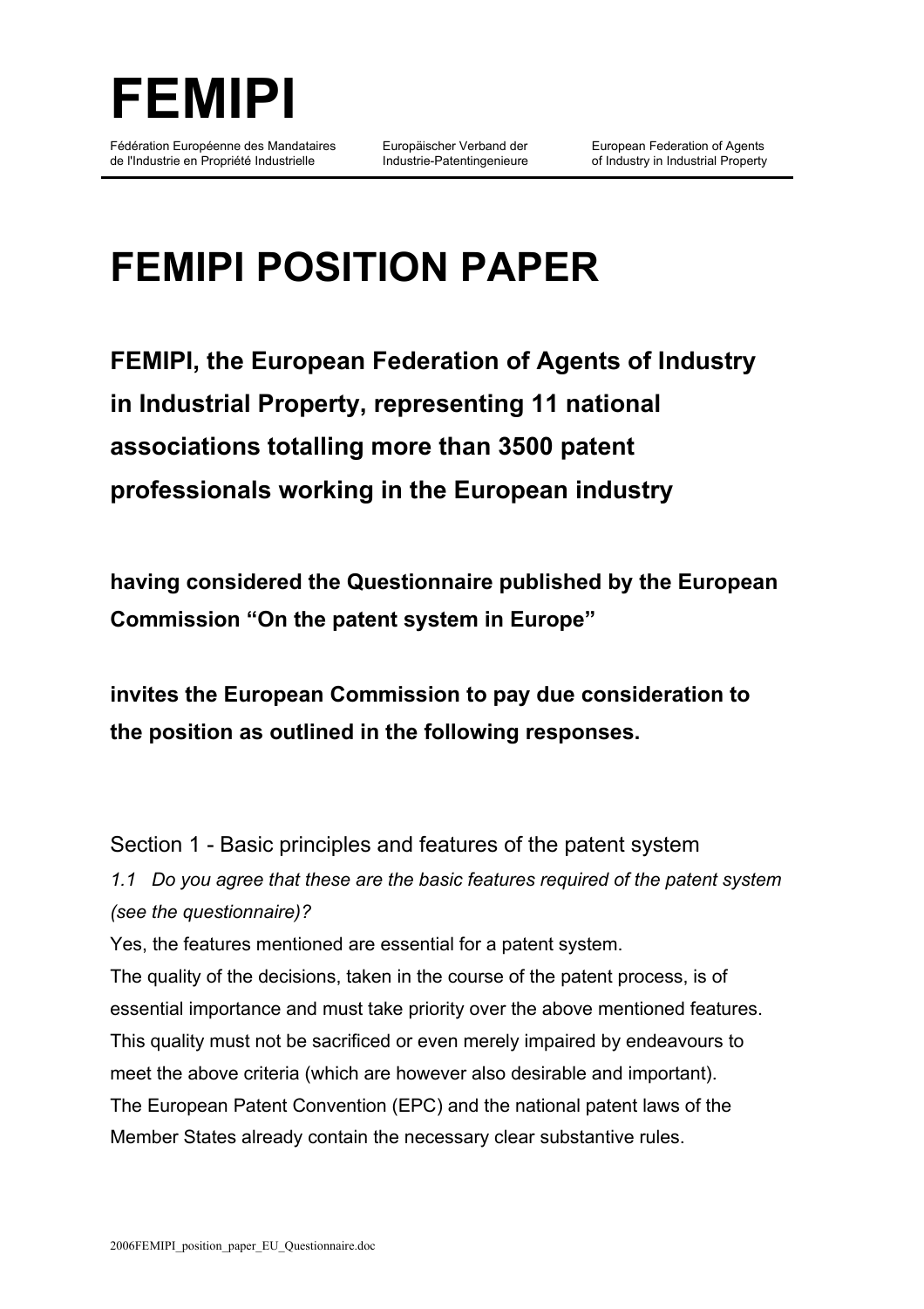# FEMIPI

Fédération Européenne des Mandataires de l'Industrie en Propriété Industrielle

Europäischer Verband der Industrie-Patentingenieure

European Federation of Agents of Industry in Industrial Property

---

# FEMIPI POSITION PAPER

**FEMIPI, the European Federation of Agents of Industry in Industrial Property, representing 11 national associations totalling more than 3500 patent professionals working in the European industry**

**having considered the Questionnaire published by the European Commission "On the patent system in Europe"**

**invites the European Commission to pay due consideration to the position as outlined in the following responses.**

## Section 1 - Basic principles and features of the patent system

*1.1 Do you agree that these are the basic features required of the patent system (see the questionnaire)?*

Yes, the features mentioned are essential for a patent system.

The quality of the decisions, taken in the course of the patent process, is of essential importance and must take priority over the above mentioned features. This quality must not be sacrificed or even merely impaired by endeavours to meet the above criteria (which are however also desirable and important).

The European Patent Convention (EPC) and the national patent laws of the Member States already contain the necessary clear substantive rules.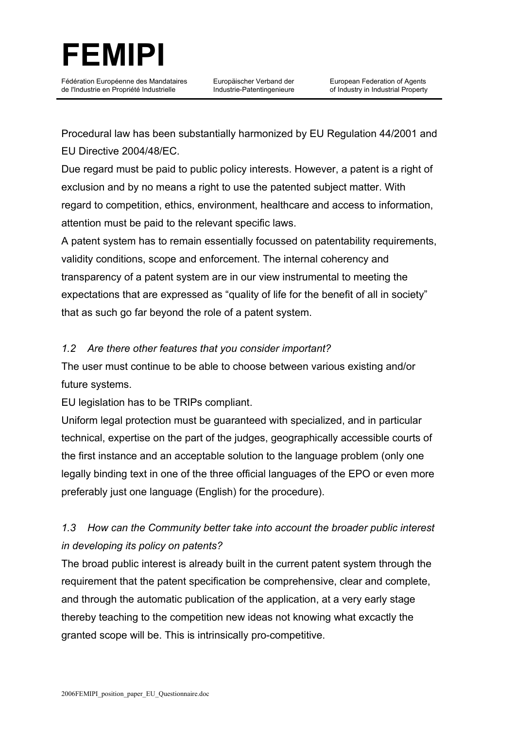Procedural law has been substantially harmonized by EU Regulation 44/2001 and EU Directive 2004/48/EC.

Due regard must be paid to public policy interests. However, a patent is a right of exclusion and by no means a right to use the patented subject matter. With regard to competition, ethics, environment, healthcare and access to information, attention must be paid to the relevant specific laws.

A patent system has to remain essentially focussed on patentability requirements, validity conditions, scope and enforcement. The internal coherency and transparency of a patent system are in our view instrumental to meeting the expectations that are expressed as "quality of life for the benefit of all in society" that as such go far beyond the role of a patent system.

*1.2 Are there other features that you consider important?*

The user must continue to be able to choose between various existing and/or future systems.

EU legislation has to be TRIPs compliant.

Uniform legal protection must be guaranteed with specialized, and in particular technical, expertise on the part of the judges, geographically accessible courts of the first instance and an acceptable solution to the language problem (only one legally binding text in one of the three official languages of the EPO or even more preferably just one language (English) for the procedure).

*1.3 How can the Community better take into account the broader public interest in developing its policy on patents?*

The broad public interest is already built in the current patent system through the requirement that the patent specification be comprehensive, clear and complete, and through the automatic publication of the application, at a very early stage thereby teaching to the competition new ideas not knowing what excactly the granted scope will be. This is intrinsically pro-competitive.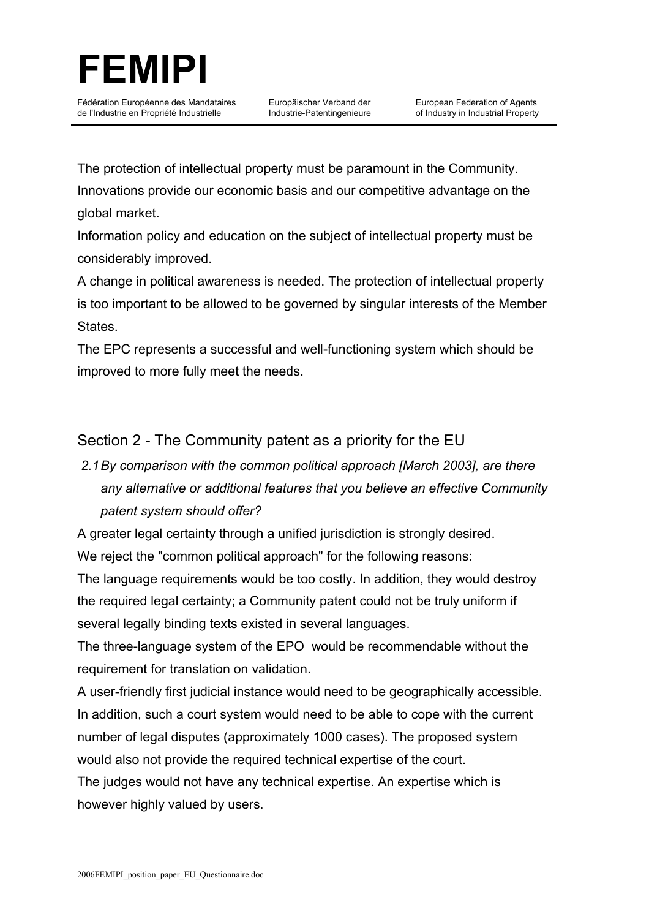The protection of intellectual property must be paramount in the Community. Innovations provide our economic basis and our competitive advantage on the global market.

Information policy and education on the subject of intellectual property must be considerably improved.

A change in political awareness is needed. The protection of intellectual property is too important to be allowed to be governed by singular interests of the Member States.

The EPC represents a successful and well-functioning system which should be improved to more fully meet the needs.

## Section 2 - The Community patent as a priority for the EU

*2.1 By comparison with the common political approach [March 2003], are there any alternative or additional features that you believe an effective Community patent system should offer?*

A greater legal certainty through a unified jurisdiction is strongly desired.

We reject the "common political approach" for the following reasons:

The language requirements would be too costly. In addition, they would destroy the required legal certainty; a Community patent could not be truly uniform if several legally binding texts existed in several languages.

The three-language system of the EPO would be recommendable without the requirement for translation on validation.

A user-friendly first judicial instance would need to be geographically accessible. In addition, such a court system would need to be able to cope with the current number of legal disputes (approximately 1000 cases). The proposed system would also not provide the required technical expertise of the court.

The judges would not have any technical expertise. An expertise which is however highly valued by users.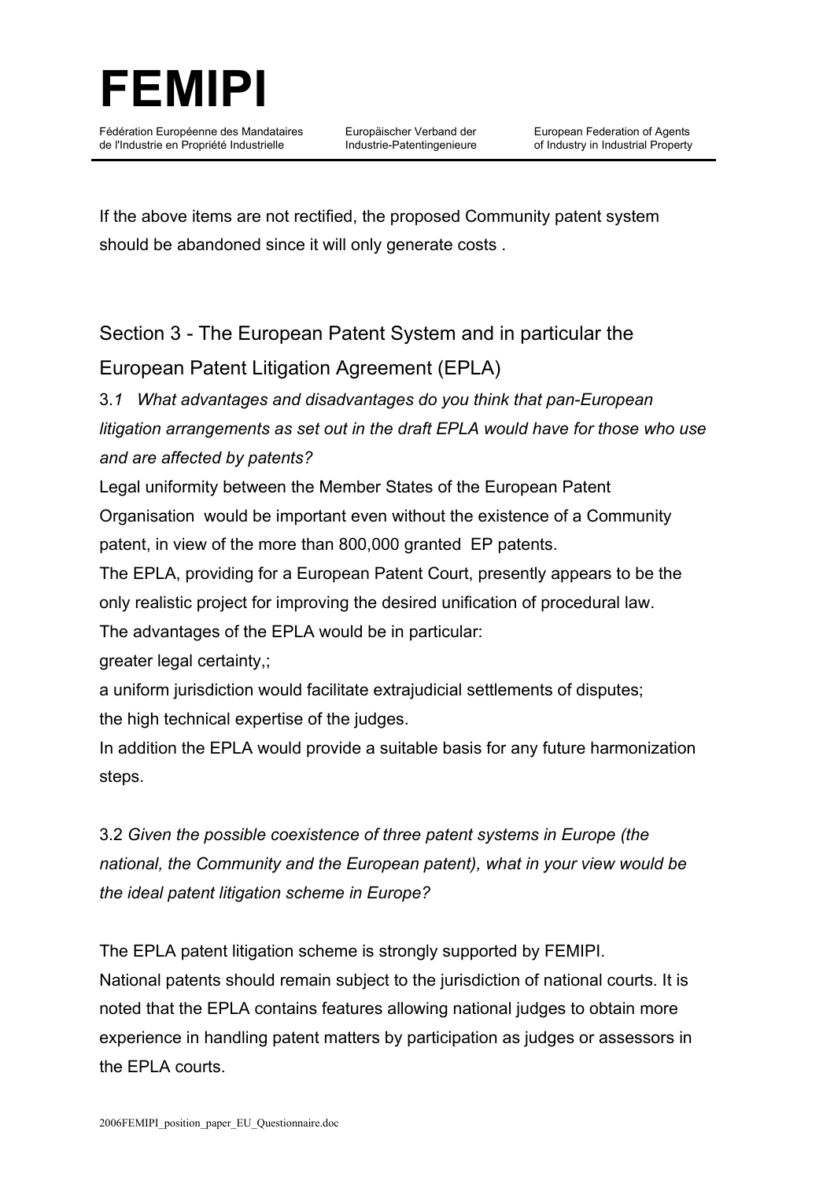If the above items are not rectified, the proposed Community patent system should be abandoned since it will only generate costs .

## Section 3 - The European Patent System and in particular the European Patent Litigation Agreement (EPLA)

3.*1 What advantages and disadvantages do you think that pan-European litigation arrangements as set out in the draft EPLA would have for those who use and are affected by patents?*

Legal uniformity between the Member States of the European Patent Organisation would be important even without the existence of a Community patent, in view of the more than 800,000 granted EP patents.

The EPLA, providing for a European Patent Court, presently appears to be the only realistic project for improving the desired unification of procedural law.

The advantages of the EPLA would be in particular:

greater legal certainty,;

a uniform jurisdiction would facilitate extrajudicial settlements of disputes;

the high technical expertise of the judges.

In addition the EPLA would provide a suitable basis for any future harmonization steps.

3.2 *Given the possible coexistence of three patent systems in Europe (the national, the Community and the European patent), what in your view would be the ideal patent litigation scheme in Europe?*

The EPLA patent litigation scheme is strongly supported by FEMIPI.

National patents should remain subject to the jurisdiction of national courts. It is noted that the EPLA contains features allowing national judges to obtain more experience in handling patent matters by participation as judges or assessors in the EPLA courts.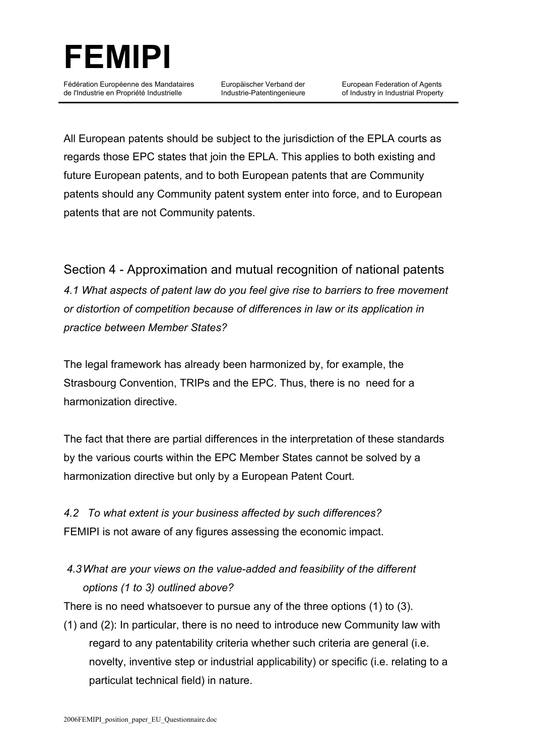All European patents should be subject to the jurisdiction of the EPLA courts as regards those EPC states that join the EPLA. This applies to both existing and future European patents, and to both European patents that are Community patents should any Community patent system enter into force, and to European patents that are not Community patents.

## Section 4 - Approximation and mutual recognition of national patents

*4.1 What aspects of patent law do you feel give rise to barriers to free movement or distortion of competition because of differences in law or its application in practice between Member States?*

The legal framework has already been harmonized by, for example, the Strasbourg Convention, TRIPs and the EPC. Thus, there is no need for a harmonization directive.

The fact that there are partial differences in the interpretation of these standards by the various courts within the EPC Member States cannot be solved by a harmonization directive but only by a European Patent Court.

*4.2 To what extent is your business affected by such differences?*

FEMIPI is not aware of any figures assessing the economic impact.

*4.3 What are your views on the value-added and feasibility of the different options (1 to 3) outlined above?*

There is no need whatsoever to pursue any of the three options (1) to (3).

(1) and (2): In particular, there is no need to introduce new Community law with regard to any patentability criteria whether such criteria are general (i.e. novelty, inventive step or industrial applicability) or specific (i.e. relating to a particulat technical field) in nature.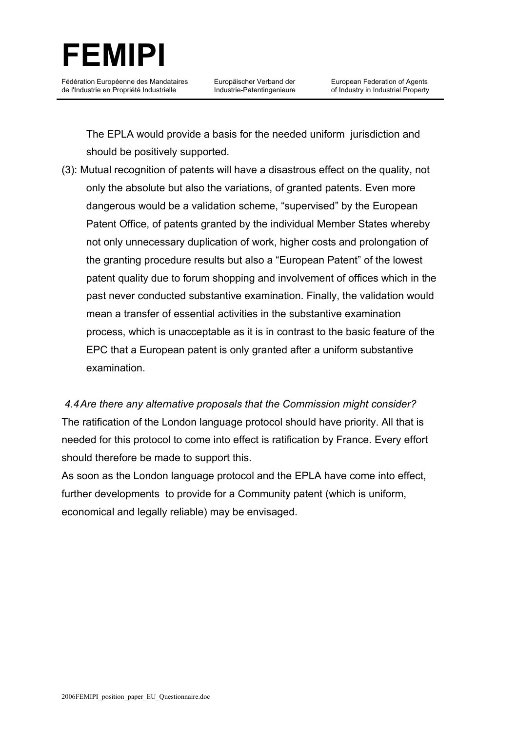The EPLA would provide a basis for the needed uniform jurisdiction and should be positively supported.

(3): Mutual recognition of patents will have a disastrous effect on the quality, not only the absolute but also the variations, of granted patents. Even more dangerous would be a validation scheme, "supervised" by the European Patent Office, of patents granted by the individual Member States whereby not only unnecessary duplication of work, higher costs and prolongation of the granting procedure results but also a "European Patent" of the lowest patent quality due to forum shopping and involvement of offices which in the past never conducted substantive examination. Finally, the validation would mean a transfer of essential activities in the substantive examination process, which is unacceptable as it is in contrast to the basic feature of the EPC that a European patent is only granted after a uniform substantive examination.

*4.4 Are there any alternative proposals that the Commission might consider?*

The ratification of the London language protocol should have priority. All that is needed for this protocol to come into effect is ratification by France. Every effort should therefore be made to support this.

As soon as the London language protocol and the EPLA have come into effect, further developments to provide for a Community patent (which is uniform, economical and legally reliable) may be envisaged.